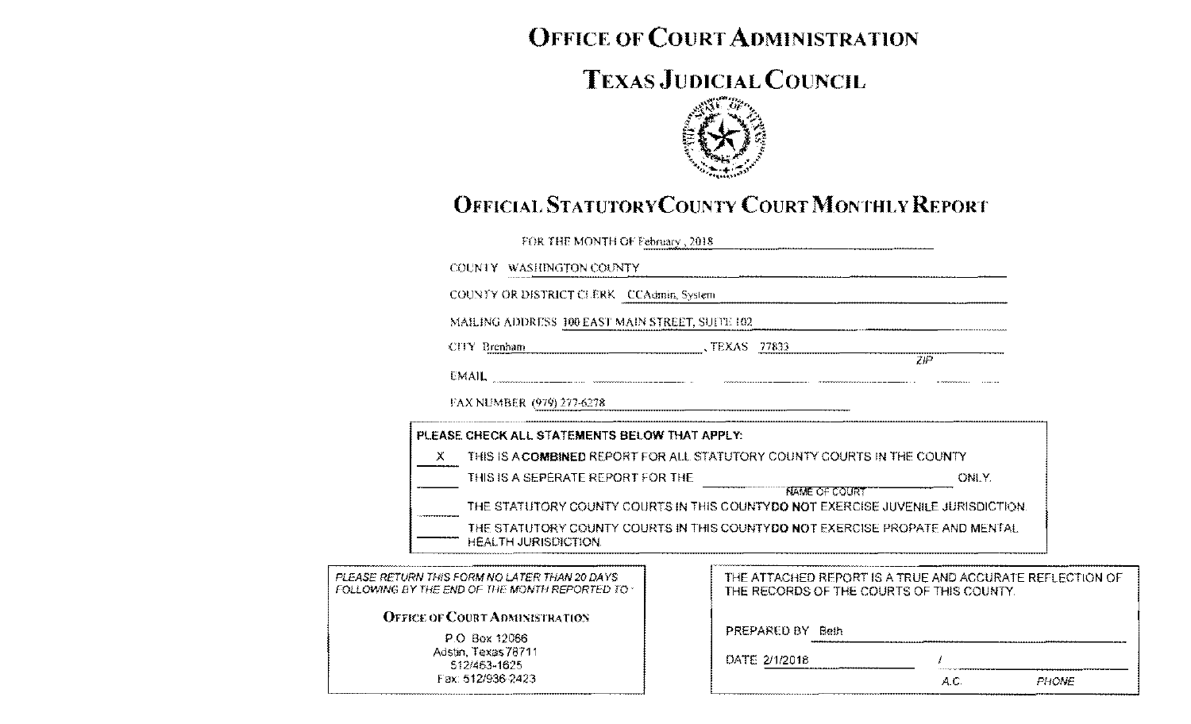# Office of Court Administration

# Texas Judicial Council

## Official Statutory County Court Monthly Report

FOR THE MONTH OF February , 2018

COUNTY WASHINGTON COUNTY

COUNTY OR DISTRICT CLERK CCAdmin, System

MAILING ADDRESS 100 EAST MAIN STREET, SUITE 102

CITY Brenham , TEXAS 77833
ZIP

EMAIL

FAX NUMBER (979) 277-6278

**PLEASE CHECK ALL STATEMENTS BELOW THAT APPLY:**

X THIS IS A **COMBINED** REPORT FOR ALL STATUTORY COUNTY COURTS IN THE COUNTY

\_\_\_ THIS IS A SEPERATE REPORT FOR THE \_\_\_\_\_\_\_\_\_\_ ONLY.
NAME OF COURT

\_\_\_ THE STATUTORY COUNTY COURTS IN THIS COUNTY **DO NOT** EXERCISE JUVENILE JURISDICTION.

\_\_\_ THE STATUTORY COUNTY COURTS IN THIS COUNTY **DO NOT** EXERCISE PROPATE AND MENTAL HEALTH JURISDICTION.

*PLEASE RETURN THIS FORM NO LATER THAN 20 DAYS FOLLOWING BY THE END OF THE MONTH REPORTED TO :*

**Office of Court Administration**

P.O. Box 12066
Austin, Texas 78711
512/463-1625
Fax: 512/936-2423

THE ATTACHED REPORT IS A TRUE AND ACCURATE REFLECTION OF THE RECORDS OF THE COURTS OF THIS COUNTY.

PREPARED BY Beth

DATE 2/1/2018 /
A.C. PHONE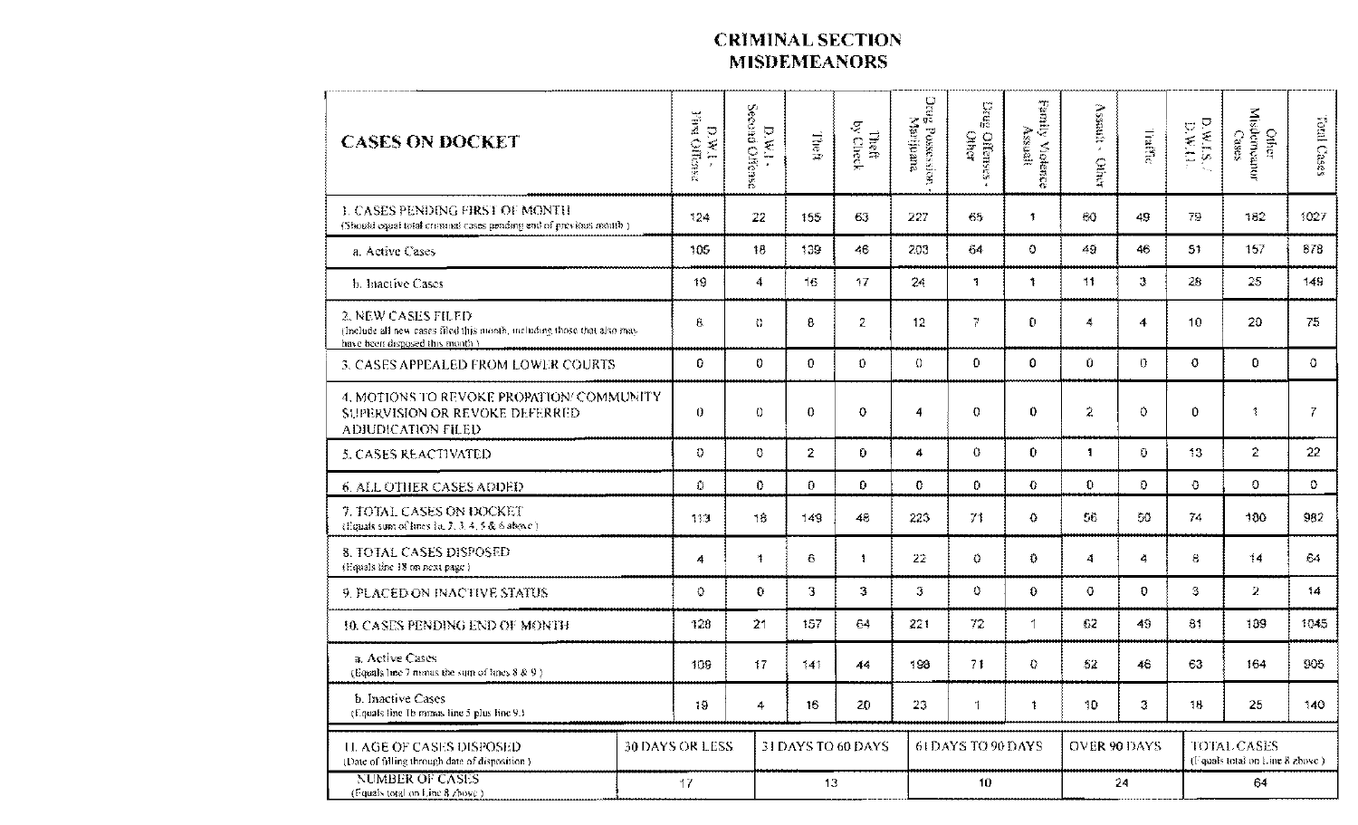# CRIMINAL SECTION
## MISDEMEANORS

| CASES ON DOCKET | D.W.I. - First Offense | D.W.I. - Second Offense | Theft | Theft by Check | Drug Possession - Marijuana | Drug Offenses - Other | Family Violence Assault | Assault - Other | Traffic | D.W.L.S. / D.W.L.I. | Other Misdemeanor Cases | Total Cases |
|---|---|---|---|---|---|---|---|---|---|---|---|---|
| 1. CASES PENDING FIRST OF MONTH (Should equal total criminal cases pending end of previous month.) | 124 | 22 | 155 | 63 | 227 | 65 | 1 | 60 | 49 | 79 | 182 | 1027 |
| a. Active Cases | 105 | 18 | 139 | 46 | 203 | 64 | 0 | 49 | 46 | 51 | 157 | 878 |
| b. Inactive Cases | 19 | 4 | 16 | 17 | 24 | 1 | 1 | 11 | 3 | 28 | 25 | 149 |
| 2. NEW CASES FILED (Include all new cases filed this month, including those that also may have been disposed this month.) | 8 | 0 | 8 | 2 | 12 | 7 | 0 | 4 | 4 | 10 | 20 | 75 |
| 3. CASES APPEALED FROM LOWER COURTS | 0 | 0 | 0 | 0 | 0 | 0 | 0 | 0 | 0 | 0 | 0 | 0 |
| 4. MOTIONS TO REVOKE PROBATION/ COMMUNITY SUPERVISION OR REVOKE DEFERRED ADJUDICATION FILED | 0 | 0 | 0 | 0 | 4 | 0 | 0 | 2 | 0 | 0 | 1 | 7 |
| 5. CASES REACTIVATED | 0 | 0 | 2 | 0 | 4 | 0 | 0 | 1 | 0 | 13 | 2 | 22 |
| 6. ALL OTHER CASES ADDED | 0 | 0 | 0 | 0 | 0 | 0 | 0 | 0 | 0 | 0 | 0 | 0 |
| 7. TOTAL CASES ON DOCKET (Equals sum of lines 1a, 2, 3, 4, 5 & 6 above.) | 113 | 18 | 149 | 48 | 223 | 71 | 0 | 56 | 50 | 74 | 180 | 982 |
| 8. TOTAL CASES DISPOSED (Equals line 18 on next page.) | 4 | 1 | 6 | 1 | 22 | 0 | 0 | 4 | 4 | 8 | 14 | 64 |
| 9. PLACED ON INACTIVE STATUS | 0 | 0 | 3 | 3 | 3 | 0 | 0 | 0 | 0 | 3 | 2 | 14 |
| 10. CASES PENDING END OF MONTH | 128 | 21 | 157 | 64 | 221 | 72 | 1 | 62 | 49 | 81 | 189 | 1045 |
| a. Active Cases (Equals line 7 minus the sum of lines 8 & 9.) | 109 | 17 | 141 | 44 | 198 | 71 | 0 | 52 | 46 | 63 | 164 | 905 |
| b. Inactive Cases (Equals line 1b minus line 5 plus line 9.) | 19 | 4 | 16 | 20 | 23 | 1 | 1 | 10 | 3 | 18 | 25 | 140 |

| 11. AGE OF CASES DISPOSED (Date of filing through date of disposition.) | 30 DAYS OR LESS | 31 DAYS TO 60 DAYS | 61 DAYS TO 90 DAYS | OVER 90 DAYS | TOTAL CASES (Equals total on Line 8 above.) |
|---|---|---|---|---|---|
| NUMBER OF CASES (Equals total on Line 8 above.) | 17 | 13 | 10 | 24 | 64 |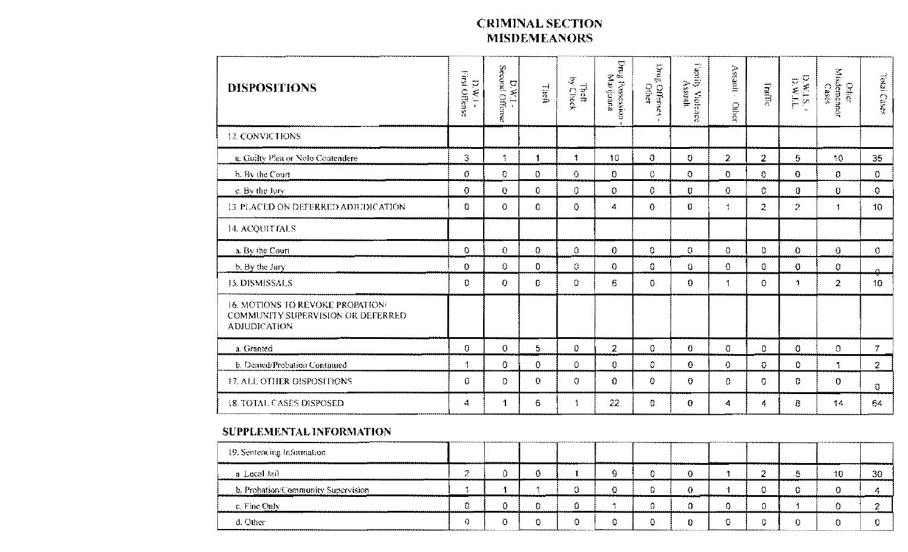# CRIMINAL SECTION
# MISDEMEANORS

| DISPOSITIONS | D.W.I. - First Offense | D.W.I. - Second Offense | Theft | Theft by Check | Drug Possession - Marijuana | Drug Offenses - Other | Family Violence Assault | Assault - Other | Traffic | D.W.L.S. / D.W.L.I. | Other Misdemeanor Cases | Total Cases |
|---|---|---|---|---|---|---|---|---|---|---|---|---|
| 12. CONVICTIONS | | | | | | | | | | | | |
| a. Guilty Plea or Nolo Contendere | 3 | 1 | 1 | 1 | 10 | 0 | 0 | 2 | 2 | 5 | 10 | 35 |
| b. By the Court | 0 | 0 | 0 | 0 | 0 | 0 | 0 | 0 | 0 | 0 | 0 | 0 |
| c. By the Jury | 0 | 0 | 0 | 0 | 0 | 0 | 0 | 0 | 0 | 0 | 0 | 0 |
| 13. PLACED ON DEFERRED ADJUDICATION | 0 | 0 | 0 | 0 | 4 | 0 | 0 | 1 | 2 | 2 | 1 | 10 |
| 14. ACQUITTALS | | | | | | | | | | | | |
| a. By the Court | 0 | 0 | 0 | 0 | 0 | 0 | 0 | 0 | 0 | 0 | 0 | 0 |
| b. By the Jury | 0 | 0 | 0 | 0 | 0 | 0 | 0 | 0 | 0 | 0 | 0 | 0 |
| 15. DISMISSALS | 0 | 0 | 0 | 0 | 6 | 0 | 0 | 1 | 0 | 1 | 2 | 10 |
| 16. MOTIONS TO REVOKE PROBATION/ COMMUNITY SUPERVISION OR DEFERRED ADJUDICATION | | | | | | | | | | | | |
| a. Granted | 0 | 0 | 5 | 0 | 2 | 0 | 0 | 0 | 0 | 0 | 0 | 7 |
| b. Denied/Probation Continued | 1 | 0 | 0 | 0 | 0 | 0 | 0 | 0 | 0 | 0 | 1 | 2 |
| 17. ALL OTHER DISPOSITIONS | 0 | 0 | 0 | 0 | 0 | 0 | 0 | 0 | 0 | 0 | 0 | 0 |
| 18. TOTAL CASES DISPOSED | 4 | 1 | 6 | 1 | 22 | 0 | 0 | 4 | 4 | 8 | 14 | 64 |

## SUPPLEMENTAL INFORMATION

| | | | | | | | | | | | | |
|---|---|---|---|---|---|---|---|---|---|---|---|---|
| 19. Sentencing Information | | | | | | | | | | | | |
| a. Local Jail | 2 | 0 | 0 | 1 | 9 | 0 | 0 | 1 | 2 | 5 | 10 | 30 |
| b. Probation/Community Supervision | 1 | 1 | 1 | 0 | 0 | 0 | 0 | 1 | 0 | 0 | 0 | 4 |
| c. Fine Only | 0 | 0 | 0 | 0 | 1 | 0 | 0 | 0 | 0 | 1 | 0 | 2 |
| d. Other | 0 | 0 | 0 | 0 | 0 | 0 | 0 | 0 | 0 | 0 | 0 | 0 |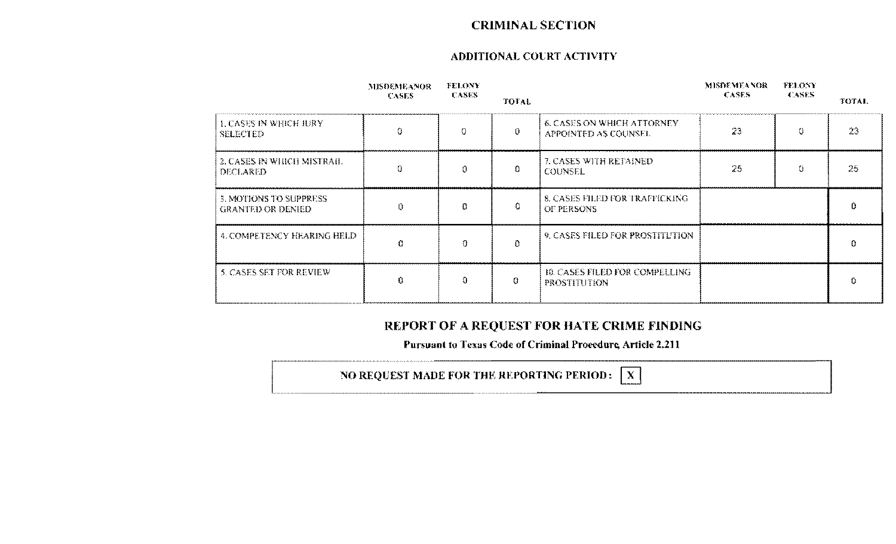# CRIMINAL SECTION

## ADDITIONAL COURT ACTIVITY

| | MISDEMEANOR CASES | FELONY CASES | TOTAL | | MISDEMEANOR CASES | FELONY CASES | TOTAL |
|---|---|---|---|---|---|---|---|
| 1. CASES IN WHICH JURY SELECTED | 0 | 0 | 0 | 6. CASES ON WHICH ATTORNEY APPOINTED AS COUNSEL | 23 | 0 | 23 |
| 2. CASES IN WHICH MISTRAIL DECLARED | 0 | 0 | 0 | 7. CASES WITH RETAINED COUNSEL | 25 | 0 | 25 |
| 3. MOTIONS TO SUPPRESS GRANTED OR DENIED | 0 | 0 | 0 | 8. CASES FILED FOR TRAFFICKING OF PERSONS | | | 0 |
| 4. COMPETENCY HEARING HELD | 0 | 0 | 0 | 9. CASES FILED FOR PROSTITUTION | | | 0 |
| 5. CASES SET FOR REVIEW | 0 | 0 | 0 | 10. CASES FILED FOR COMPELLING PROSTITUTION | | | 0 |

## REPORT OF A REQUEST FOR HATE CRIME FINDING

**Pursuant to Texas Code of Criminal Procedure, Article 2.211**

**NO REQUEST MADE FOR THE REPORTING PERIOD: X**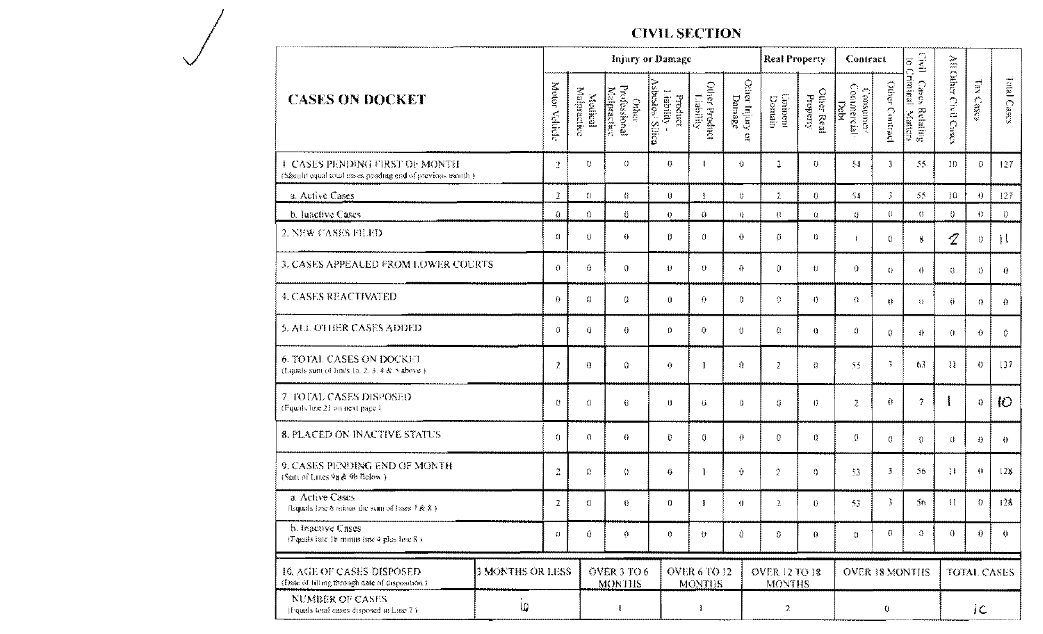# CIVIL SECTION

| CASES ON DOCKET | Injury or Damage | | | | | | Real Property | | Contract | | Civil Cases Relating to Criminal Matters | All Other Civil Cases | Tax Cases | Total Cases |
|---|---|---|---|---|---|---|---|---|---|---|---|---|---|---|
| | Motor Vehicle | Medical Malpractice | Other Professional Malpractice | Product Liability - Asbestos/Silica | Other Product Liability | Other Injury or Damage | Eminent Domain | Other Real Property | Consumer/Commercial Debt | Other Contract | | | | |
| 1. CASES PENDING FIRST OF MONTH (Should equal total cases pending end of previous month.) | 2 | 0 | 0 | 0 | 1 | 0 | 2 | 0 | 54 | 3 | 55 | 10 | 0 | 127 |
| a. Active Cases | 2 | 0 | 0 | 0 | 1 | 0 | 2 | 0 | 54 | 3 | 55 | 10 | 0 | 127 |
| b. Inactive Cases | 0 | 0 | 0 | 0 | 0 | 0 | 0 | 0 | 0 | 0 | 0 | 0 | 0 | 0 |
| 2. NEW CASES FILED | 0 | 0 | 0 | 0 | 0 | 0 | 0 | 0 | 1 | 0 | 8 | 2 | 0 | 11 |
| 3. CASES APPEALED FROM LOWER COURTS | 0 | 0 | 0 | 0 | 0 | 0 | 0 | 0 | 0 | 0 | 0 | 0 | 0 | 0 |
| 4. CASES REACTIVATED | 0 | 0 | 0 | 0 | 0 | 0 | 0 | 0 | 0 | 0 | 0 | 0 | 0 | 0 |
| 5. ALL OTHER CASES ADDED | 0 | 0 | 0 | 0 | 0 | 0 | 0 | 0 | 0 | 0 | 0 | 0 | 0 | 0 |
| 6. TOTAL CASES ON DOCKET (Equals sum of lines 1a, 2, 3, 4 & 5 above.) | 2 | 0 | 0 | 0 | 1 | 0 | 2 | 0 | 55 | 3 | 63 | 12 | 0 | 137 |
| 7. TOTAL CASES DISPOSED (Equals line 21 on next page.) | 0 | 0 | 0 | 0 | 0 | 0 | 0 | 0 | 2 | 0 | 7 | 1 | 0 | 10 |
| 8. PLACED ON INACTIVE STATUS | 0 | 0 | 0 | 0 | 0 | 0 | 0 | 0 | 0 | 0 | 0 | 0 | 0 | 0 |
| 9. CASES PENDING END OF MONTH (Sum of Lines 9a & 9b Below.) | 2 | 0 | 0 | 0 | 1 | 0 | 2 | 0 | 53 | 3 | 56 | 11 | 0 | 128 |
| a. Active Cases (Equals line 6 minus the sum of lines 7 & 8.) | 2 | 0 | 0 | 0 | 1 | 0 | 2 | 0 | 53 | 3 | 56 | 11 | 0 | 128 |
| b. Inactive Cases (Equals line 1b minus line 4 plus line 8.) | 0 | 0 | 0 | 0 | 0 | 0 | 0 | 0 | 0 | 0 | 0 | 0 | 0 | 0 |

| 10. AGE OF CASES DISPOSED (Date of filing through date of disposition.) | 3 MONTHS OR LESS | OVER 3 TO 6 MONTHS | OVER 6 TO 12 MONTHS | OVER 12 TO 18 MONTHS | OVER 18 MONTHS | TOTAL CASES |
|---|---|---|---|---|---|---|
| NUMBER OF CASES (Equals total cases disposed in Line 7.) | 6 | 1 | 1 | 2 | 0 | 10 |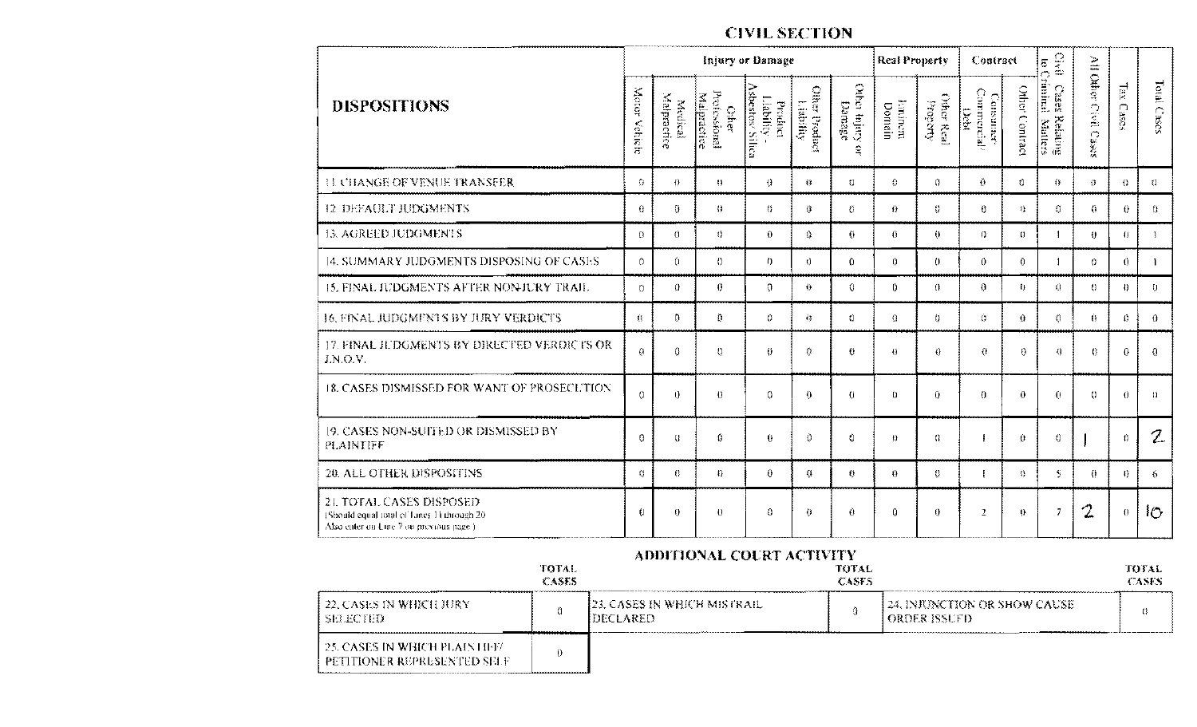## CIVIL SECTION

| DISPOSITIONS | Injury or Damage | | | | | | Real Property | | Contract | | Civil Cases Relating to Criminal Matters | All Other Civil Cases | Tax Cases | Total Cases |
|---|---|---|---|---|---|---|---|---|---|---|---|---|---|---|
| | Motor Vehicle | Medical Malpractice | Other Professional Malpractice | Product Liability - Asbestos/ Silica | Other Product Liability | Other Injury or Damage | Eminent Domain | Other Real Property | Consumer/ Commercial/ Debt | Other Contract | | | | |
| 11. CHANGE OF VENUE TRANSFER | 0 | 0 | 0 | 0 | 0 | 0 | 0 | 0 | 0 | 0 | 0 | 0 | 0 | 0 |
| 12. DEFAULT JUDGMENTS | 0 | 0 | 0 | 0 | 0 | 0 | 0 | 0 | 0 | 0 | 0 | 0 | 0 | 0 |
| 13. AGREED JUDGMENTS | 0 | 0 | 0 | 0 | 0 | 0 | 0 | 0 | 0 | 0 | 1 | 0 | 0 | 1 |
| 14. SUMMARY JUDGMENTS DISPOSING OF CASES | 0 | 0 | 0 | 0 | 0 | 0 | 0 | 0 | 0 | 0 | 1 | 0 | 0 | 1 |
| 15. FINAL JUDGMENTS AFTER NON-JURY TRAIL | 0 | 0 | 0 | 0 | 0 | 0 | 0 | 0 | 0 | 0 | 0 | 0 | 0 | 0 |
| 16. FINAL JUDGMENTS BY JURY VERDICTS | 0 | 0 | 0 | 0 | 0 | 0 | 0 | 0 | 0 | 0 | 0 | 0 | 0 | 0 |
| 17. FINAL JUDGMENTS BY DIRECTED VERDICTS OR J.N.O.V. | 0 | 0 | 0 | 0 | 0 | 0 | 0 | 0 | 0 | 0 | 0 | 0 | 0 | 0 |
| 18. CASES DISMISSED FOR WANT OF PROSECUTION | 0 | 0 | 0 | 0 | 0 | 0 | 0 | 0 | 0 | 0 | 0 | 0 | 0 | 0 |
| 19. CASES NON-SUITED OR DISMISSED BY PLAINTIFF | 0 | 0 | 0 | 0 | 0 | 0 | 0 | 0 | 1 | 0 | 0 | 1 | 0 | 2 |
| 20. ALL OTHER DISPOSITINS | 0 | 0 | 0 | 0 | 0 | 0 | 0 | 0 | 1 | 0 | 5 | 0 | 0 | 6 |
| 21. TOTAL CASES DISPOSED (Should equal total of lanes 11 through 20. Also enter on Line 7 on previous page.) | 0 | 0 | 0 | 0 | 0 | 0 | 0 | 0 | 2 | 0 | 7 | 2 | 0 | 10 |

## ADDITIONAL COURT ACTIVITY

| | TOTAL CASES | | TOTAL CASES | | TOTAL CASES |
|---|---|---|---|---|---|
| 22. CASES IN WHICH JURY SELECTED | 0 | 23. CASES IN WHICH MISTRAIL DECLARED | 0 | 24. INJUNCTION OR SHOW CAUSE ORDER ISSUED | 0 |
| 25. CASES IN WHICH PLAINTIFF/ PETITIONER REPRESENTED SELF | 0 | | | | |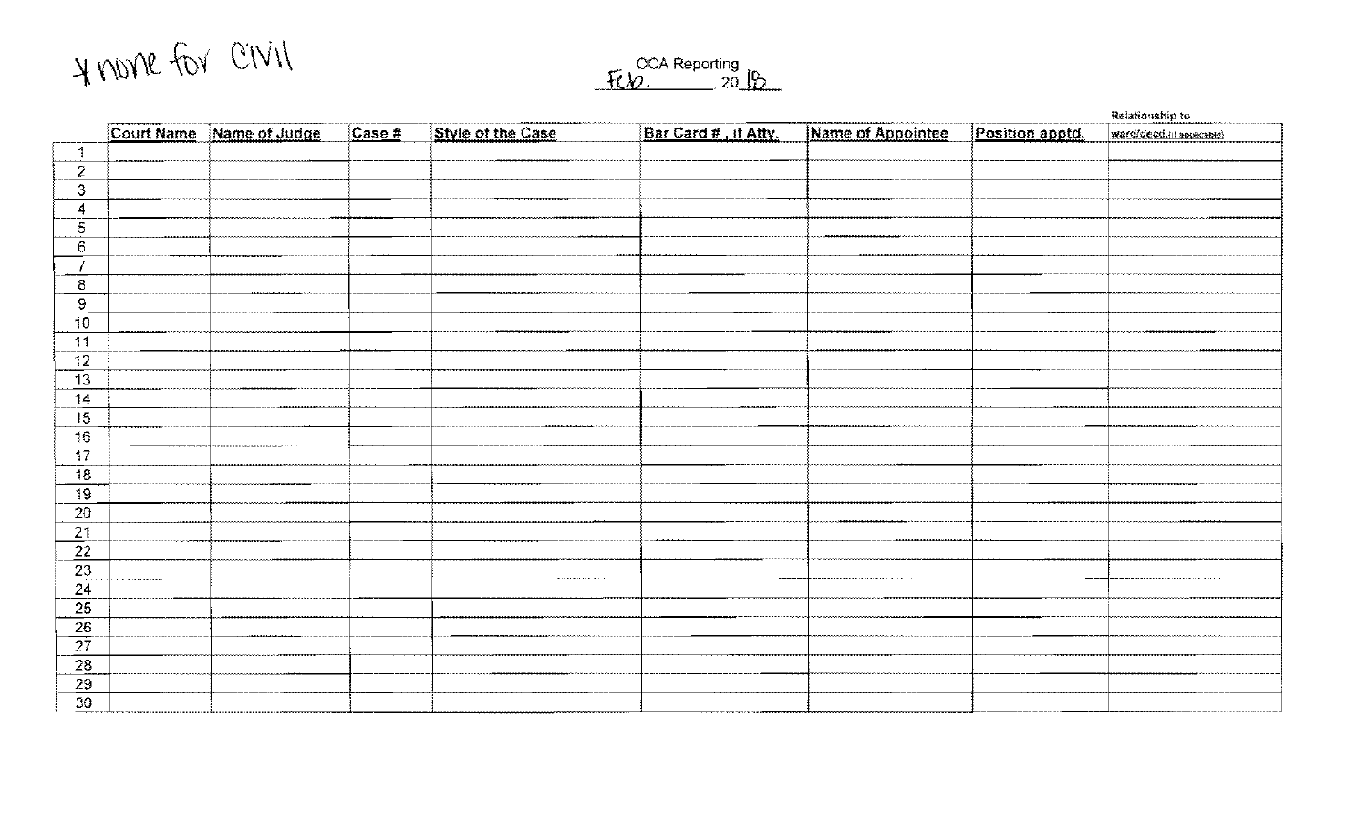*none for civil

OCA Reporting
Feb. , 20 18

| | Court Name | Name of Judge | Case # | Style of the Case | Bar Card #, if Atty. | Name of Appointee | Position apptd. | Relationship to ward/decd.(if applicable) |
|---|---|---|---|---|---|---|---|---|
| 1 | | | | | | | | |
| 2 | | | | | | | | |
| 3 | | | | | | | | |
| 4 | | | | | | | | |
| 5 | | | | | | | | |
| 6 | | | | | | | | |
| 7 | | | | | | | | |
| 8 | | | | | | | | |
| 9 | | | | | | | | |
| 10 | | | | | | | | |
| 11 | | | | | | | | |
| 12 | | | | | | | | |
| 13 | | | | | | | | |
| 14 | | | | | | | | |
| 15 | | | | | | | | |
| 16 | | | | | | | | |
| 17 | | | | | | | | |
| 18 | | | | | | | | |
| 19 | | | | | | | | |
| 20 | | | | | | | | |
| 21 | | | | | | | | |
| 22 | | | | | | | | |
| 23 | | | | | | | | |
| 24 | | | | | | | | |
| 25 | | | | | | | | |
| 26 | | | | | | | | |
| 27 | | | | | | | | |
| 28 | | | | | | | | |
| 29 | | | | | | | | |
| 30 | | | | | | | | |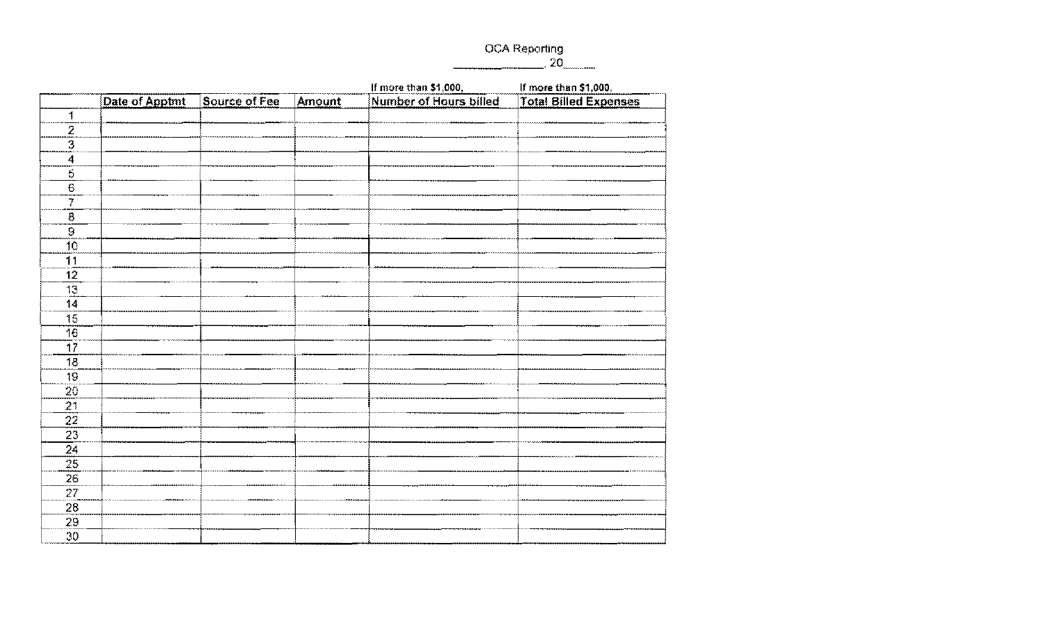OCA Reporting

\_\_\_\_\_\_\_\_\_\_\_\_\_\_, 20\_\_\_\_

| | Date of Apptmt | Source of Fee | Amount | If more than $1,000, Number of Hours billed | If more than $1,000, Total Billed Expenses |
|---|---|---|---|---|---|
| 1 | | | | | |
| 2 | | | | | |
| 3 | | | | | |
| 4 | | | | | |
| 5 | | | | | |
| 6 | | | | | |
| 7 | | | | | |
| 8 | | | | | |
| 9 | | | | | |
| 10 | | | | | |
| 11 | | | | | |
| 12 | | | | | |
| 13 | | | | | |
| 14 | | | | | |
| 15 | | | | | |
| 16 | | | | | |
| 17 | | | | | |
| 18 | | | | | |
| 19 | | | | | |
| 20 | | | | | |
| 21 | | | | | |
| 22 | | | | | |
| 23 | | | | | |
| 24 | | | | | |
| 25 | | | | | |
| 26 | | | | | |
| 27 | | | | | |
| 28 | | | | | |
| 29 | | | | | |
| 30 | | | | | |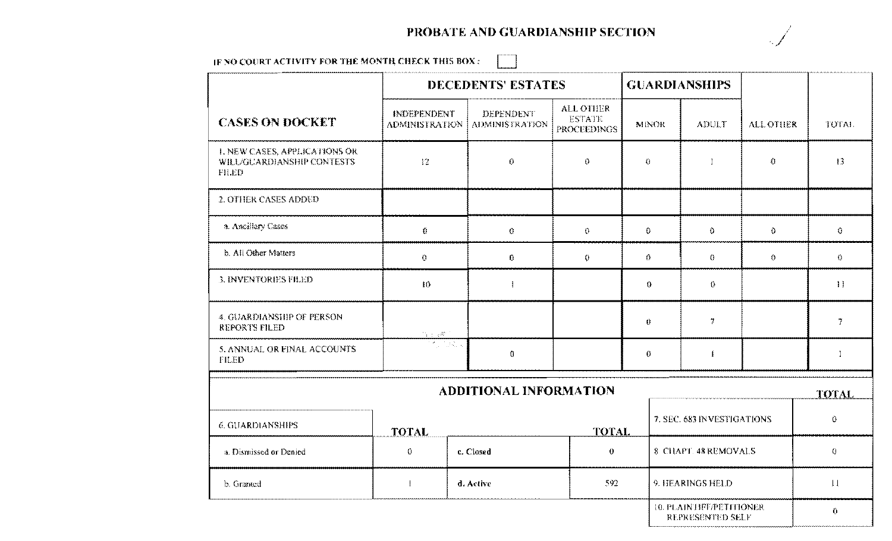## PROBATE AND GUARDIANSHIP SECTION

IF NO COURT ACTIVITY FOR THE MONTH CHECK THIS BOX : ☐

| CASES ON DOCKET | DECEDENTS' ESTATES | | | GUARDIANSHIPS | | ALL OTHER | TOTAL |
|---|---|---|---|---|---|---|---|
| | INDEPENDENT ADMINISTRATION | DEPENDENT ADMINISTRATION | ALL OTHER ESTATE PROCEEDINGS | MINOR | ADULT | | |
| 1. NEW CASES, APPLICATIONS OR WILL/GUARDIANSHIP CONTESTS FILED | 12 | 0 | 0 | 0 | 1 | 0 | 13 |
| 2. OTHER CASES ADDED | | | | | | | |
| a. Ancillary Cases | 0 | 0 | 0 | 0 | 0 | 0 | 0 |
| b. All Other Matters | 0 | 0 | 0 | 0 | 0 | 0 | 0 |
| 3. INVENTORIES FILED | 10 | 1 | | 0 | 0 | | 11 |
| 4. GUARDIANSHIP OF PERSON REPORTS FILED | | | | 0 | 7 | | 7 |
| 5. ANNUAL OR FINAL ACCOUNTS FILED | | 0 | | 0 | 1 | | 1 |

### ADDITIONAL INFORMATION

| 6. GUARDIANSHIPS | TOTAL | | TOTAL |
|---|---|---|---|
| a. Dismissed or Denied | 0 | c. Closed | 0 |
| b. Granted | 1 | d. Active | 592 |

| | TOTAL |
|---|---|
| 7. SEC. 683 INVESTIGATIONS | 0 |
| 8. CHAPT. 48 REMOVALS | 0 |
| 9. HEARINGS HELD | 11 |
| 10. PLAINTIFF/PETITIONER REPRESENTED SELF | 0 |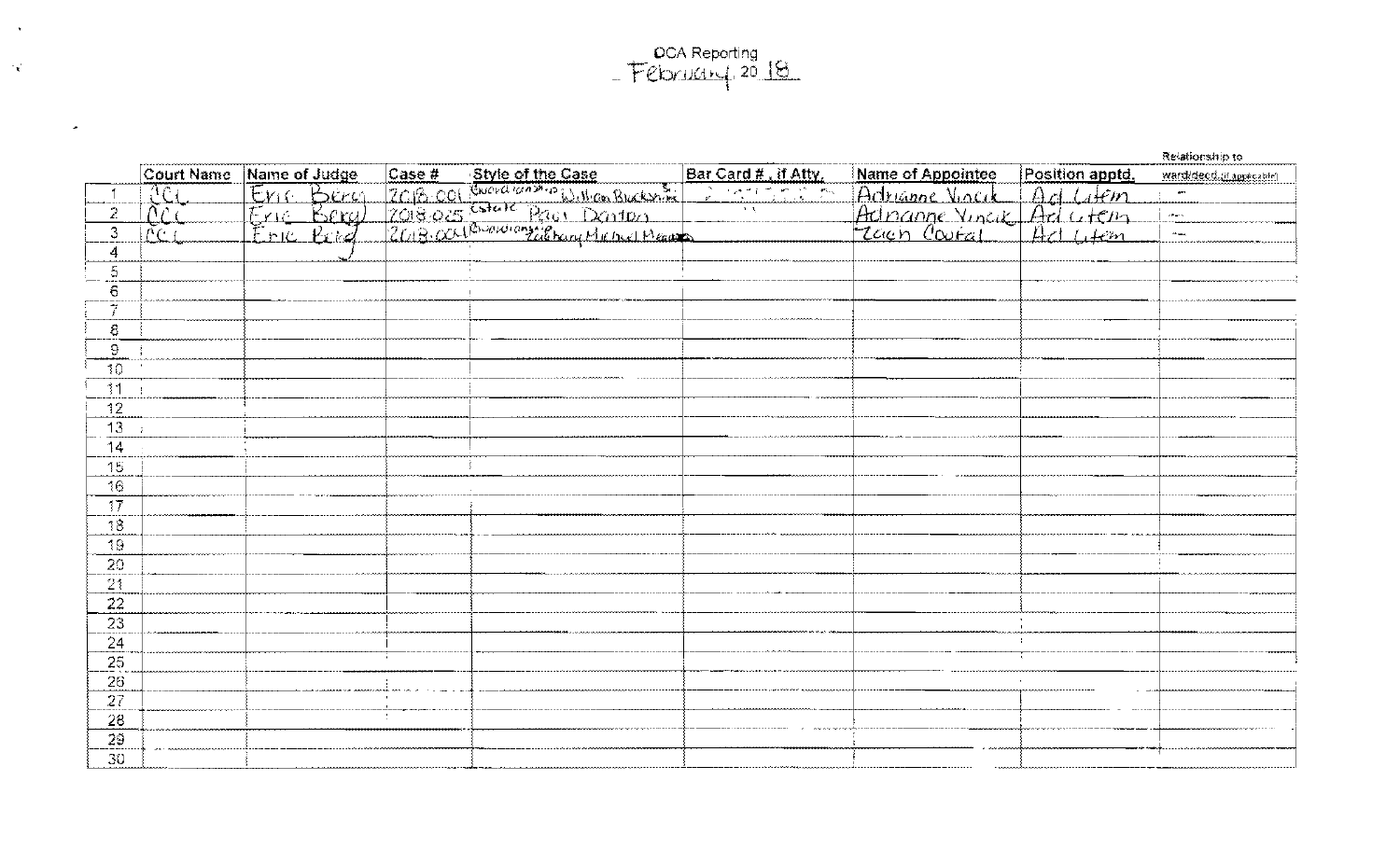# OCA Reporting

## February 2018

| | Court Name | Name of Judge | Case # | Style of the Case | Bar Card #, if Atty. | Name of Appointee | Position apptd. | Relationship to ward/decd. (if applicable) |
|---|---|---|---|---|---|---|---|---|
| 1 | CCL | Eric Berg | 2018.001 | Guardianship William Buckshire | | Adrianne Vincik | Ad Litem | – |
| 2 | CCL | Eric Berg | 2018.025 | Estate Paul Denton | | Adrianne Vincik | Ad Litem | – |
| 3 | CCL | Eric Berg | 2018.004 | Guardianship Zachary Michael Mason | | Zach Coufal | Ad Litem | – |
| 4 | | | | | | | | |
| 5 | | | | | | | | |
| 6 | | | | | | | | |
| 7 | | | | | | | | |
| 8 | | | | | | | | |
| 9 | | | | | | | | |
| 10 | | | | | | | | |
| 11 | | | | | | | | |
| 12 | | | | | | | | |
| 13 | | | | | | | | |
| 14 | | | | | | | | |
| 15 | | | | | | | | |
| 16 | | | | | | | | |
| 17 | | | | | | | | |
| 18 | | | | | | | | |
| 19 | | | | | | | | |
| 20 | | | | | | | | |
| 21 | | | | | | | | |
| 22 | | | | | | | | |
| 23 | | | | | | | | |
| 24 | | | | | | | | |
| 25 | | | | | | | | |
| 26 | | | | | | | | |
| 27 | | | | | | | | |
| 28 | | | | | | | | |
| 29 | | | | | | | | |
| 30 | | | | | | | | |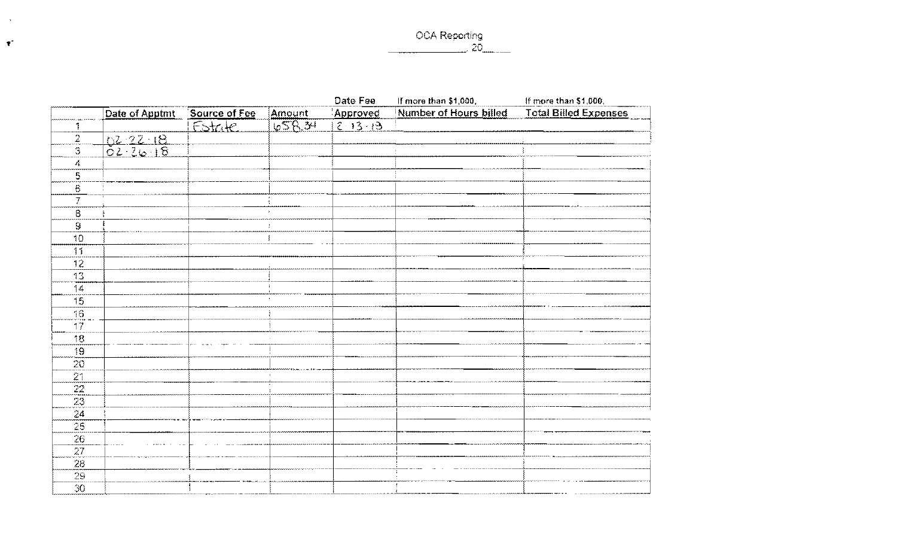OCA Reporting

_______________, 20___

| | Date of Apptmt | Source of Fee | Amount | Date Fee Approved | If more than $1,000, Number of Hours billed | If more than $1,000, Total Billed Expenses |
|---|---|---|---|---|---|---|
| 1 | | Estate | 658.34 | 2-13-19 | | |
| 2 | 02-22-18 | | | | | |
| 3 | 02-26-18 | | | | | |
| 4 | | | | | | |
| 5 | | | | | | |
| 6 | | | | | | |
| 7 | | | | | | |
| 8 | | | | | | |
| 9 | | | | | | |
| 10 | | | | | | |
| 11 | | | | | | |
| 12 | | | | | | |
| 13 | | | | | | |
| 14 | | | | | | |
| 15 | | | | | | |
| 16 | | | | | | |
| 17 | | | | | | |
| 18 | | | | | | |
| 19 | | | | | | |
| 20 | | | | | | |
| 21 | | | | | | |
| 22 | | | | | | |
| 23 | | | | | | |
| 24 | | | | | | |
| 25 | | | | | | |
| 26 | | | | | | |
| 27 | | | | | | |
| 28 | | | | | | |
| 29 | | | | | | |
| 30 | | | | | | |